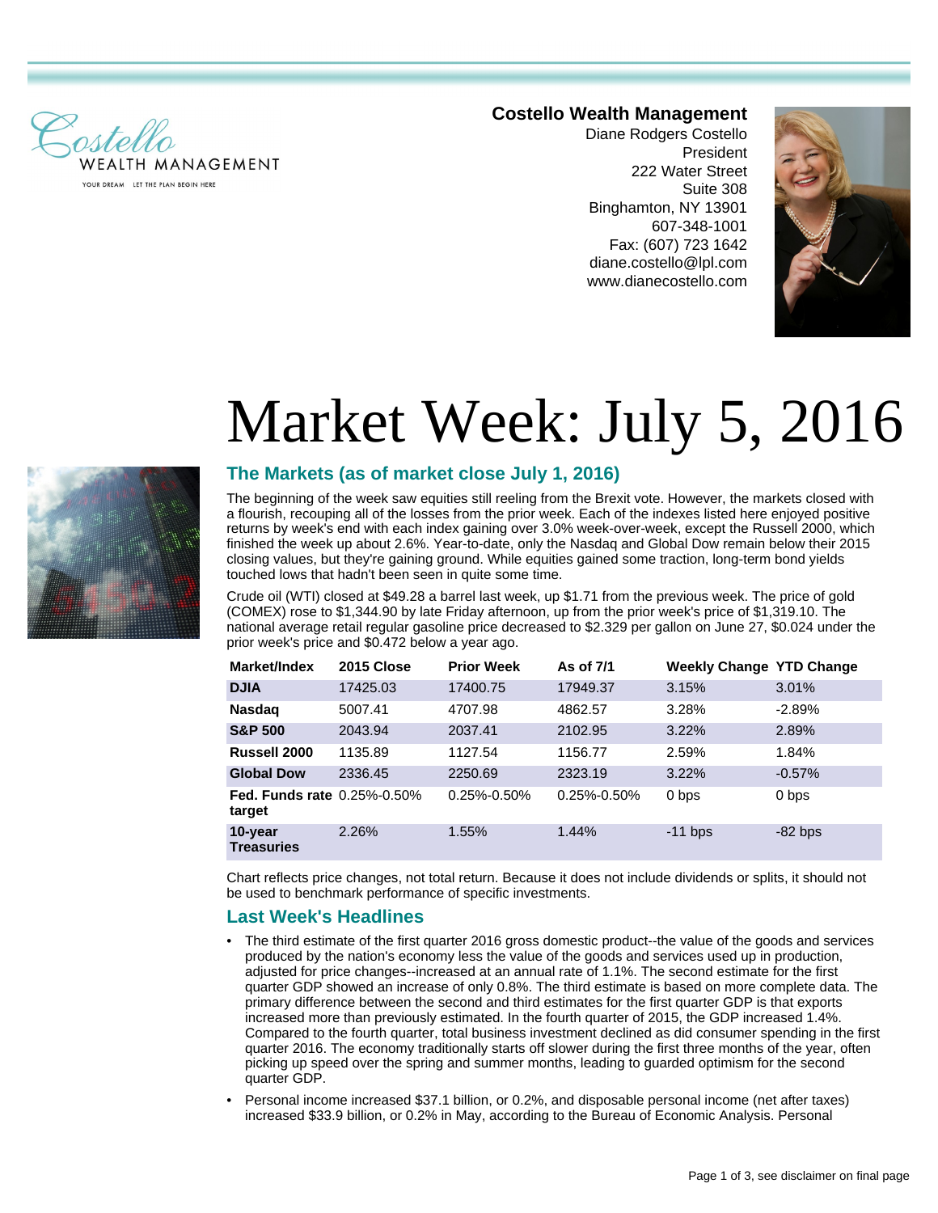**Costello Wealth Management**
Diane Rodgers Costello
President
222 Water Street
Suite 308
Binghamton, NY 13901
607-348-1001
Fax: (607) 723 1642
diane.costello@lpl.com
www.dianecostello.com

# Market Week: July 5, 2016

## The Markets (as of market close July 1, 2016)

The beginning of the week saw equities still reeling from the Brexit vote. However, the markets closed with a flourish, recouping all of the losses from the prior week. Each of the indexes listed here enjoyed positive returns by week's end with each index gaining over 3.0% week-over-week, except the Russell 2000, which finished the week up about 2.6%. Year-to-date, only the Nasdaq and Global Dow remain below their 2015 closing values, but they're gaining ground. While equities gained some traction, long-term bond yields touched lows that hadn't been seen in quite some time.

Crude oil (WTI) closed at $49.28 a barrel last week, up $1.71 from the previous week. The price of gold (COMEX) rose to $1,344.90 by late Friday afternoon, up from the prior week's price of $1,319.10. The national average retail regular gasoline price decreased to $2.329 per gallon on June 27, $0.024 under the prior week's price and $0.472 below a year ago.

| Market/Index | 2015 Close | Prior Week | As of 7/1 | Weekly Change | YTD Change |
|---|---|---|---|---|---|
| **DJIA** | 17425.03 | 17400.75 | 17949.37 | 3.15% | 3.01% |
| **Nasdaq** | 5007.41 | 4707.98 | 4862.57 | 3.28% | -2.89% |
| **S&P 500** | 2043.94 | 2037.41 | 2102.95 | 3.22% | 2.89% |
| **Russell 2000** | 1135.89 | 1127.54 | 1156.77 | 2.59% | 1.84% |
| **Global Dow** | 2336.45 | 2250.69 | 2323.19 | 3.22% | -0.57% |
| **Fed. Funds rate target** | 0.25%-0.50% | 0.25%-0.50% | 0.25%-0.50% | 0 bps | 0 bps |
| **10-year Treasuries** | 2.26% | 1.55% | 1.44% | -11 bps | -82 bps |

Chart reflects price changes, not total return. Because it does not include dividends or splits, it should not be used to benchmark performance of specific investments.

## Last Week's Headlines

- The third estimate of the first quarter 2016 gross domestic product--the value of the goods and services produced by the nation's economy less the value of the goods and services used up in production, adjusted for price changes--increased at an annual rate of 1.1%. The second estimate for the first quarter GDP showed an increase of only 0.8%. The third estimate is based on more complete data. The primary difference between the second and third estimates for the first quarter GDP is that exports increased more than previously estimated. In the fourth quarter of 2015, the GDP increased 1.4%. Compared to the fourth quarter, total business investment declined as did consumer spending in the first quarter 2016. The economy traditionally starts off slower during the first three months of the year, often picking up speed over the spring and summer months, leading to guarded optimism for the second quarter GDP.
- Personal income increased $37.1 billion, or 0.2%, and disposable personal income (net after taxes) increased $33.9 billion, or 0.2% in May, according to the Bureau of Economic Analysis. Personal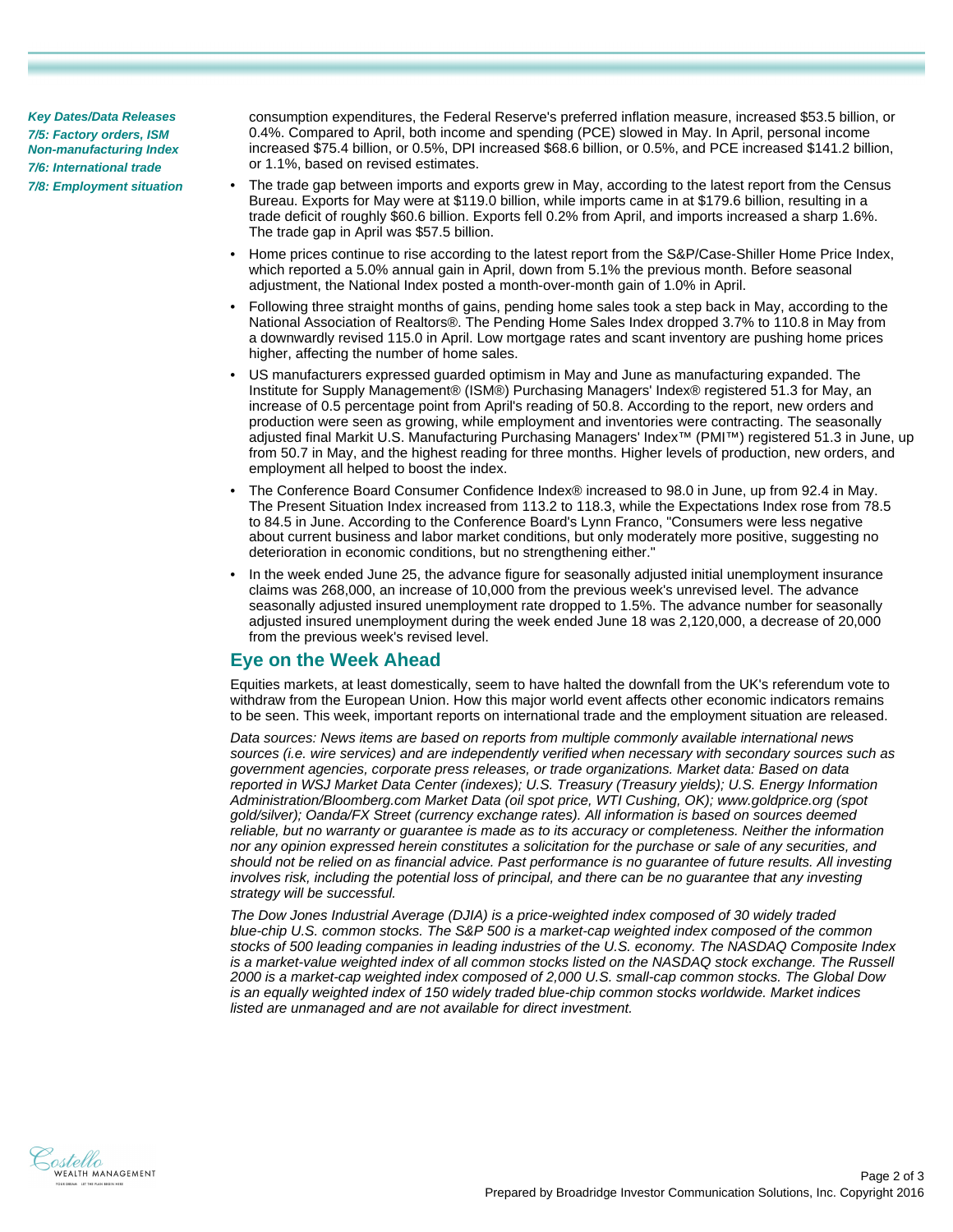**Key Dates/Data Releases**
*7/5: Factory orders, ISM Non-manufacturing Index*
*7/6: International trade*
*7/8: Employment situation*

consumption expenditures, the Federal Reserve's preferred inflation measure, increased $53.5 billion, or 0.4%. Compared to April, both income and spending (PCE) slowed in May. In April, personal income increased $75.4 billion, or 0.5%, DPI increased $68.6 billion, or 0.5%, and PCE increased $141.2 billion, or 1.1%, based on revised estimates.

- The trade gap between imports and exports grew in May, according to the latest report from the Census Bureau. Exports for May were at $119.0 billion, while imports came in at $179.6 billion, resulting in a trade deficit of roughly $60.6 billion. Exports fell 0.2% from April, and imports increased a sharp 1.6%. The trade gap in April was $57.5 billion.
- Home prices continue to rise according to the latest report from the S&P/Case-Shiller Home Price Index, which reported a 5.0% annual gain in April, down from 5.1% the previous month. Before seasonal adjustment, the National Index posted a month-over-month gain of 1.0% in April.
- Following three straight months of gains, pending home sales took a step back in May, according to the National Association of Realtors®. The Pending Home Sales Index dropped 3.7% to 110.8 in May from a downwardly revised 115.0 in April. Low mortgage rates and scant inventory are pushing home prices higher, affecting the number of home sales.
- US manufacturers expressed guarded optimism in May and June as manufacturing expanded. The Institute for Supply Management® (ISM®) Purchasing Managers' Index® registered 51.3 for May, an increase of 0.5 percentage point from April's reading of 50.8. According to the report, new orders and production were seen as growing, while employment and inventories were contracting. The seasonally adjusted final Markit U.S. Manufacturing Purchasing Managers' Index™ (PMI™) registered 51.3 in June, up from 50.7 in May, and the highest reading for three months. Higher levels of production, new orders, and employment all helped to boost the index.
- The Conference Board Consumer Confidence Index® increased to 98.0 in June, up from 92.4 in May. The Present Situation Index increased from 113.2 to 118.3, while the Expectations Index rose from 78.5 to 84.5 in June. According to the Conference Board's Lynn Franco, "Consumers were less negative about current business and labor market conditions, but only moderately more positive, suggesting no deterioration in economic conditions, but no strengthening either."
- In the week ended June 25, the advance figure for seasonally adjusted initial unemployment insurance claims was 268,000, an increase of 10,000 from the previous week's unrevised level. The advance seasonally adjusted insured unemployment rate dropped to 1.5%. The advance number for seasonally adjusted insured unemployment during the week ended June 18 was 2,120,000, a decrease of 20,000 from the previous week's revised level.

## Eye on the Week Ahead

Equities markets, at least domestically, seem to have halted the downfall from the UK's referendum vote to withdraw from the European Union. How this major world event affects other economic indicators remains to be seen. This week, important reports on international trade and the employment situation are released.

*Data sources: News items are based on reports from multiple commonly available international news sources (i.e. wire services) and are independently verified when necessary with secondary sources such as government agencies, corporate press releases, or trade organizations. Market data: Based on data reported in WSJ Market Data Center (indexes); U.S. Treasury (Treasury yields); U.S. Energy Information Administration/Bloomberg.com Market Data (oil spot price, WTI Cushing, OK); www.goldprice.org (spot gold/silver); Oanda/FX Street (currency exchange rates). All information is based on sources deemed reliable, but no warranty or guarantee is made as to its accuracy or completeness. Neither the information nor any opinion expressed herein constitutes a solicitation for the purchase or sale of any securities, and should not be relied on as financial advice. Past performance is no guarantee of future results. All investing involves risk, including the potential loss of principal, and there can be no guarantee that any investing strategy will be successful.*

*The Dow Jones Industrial Average (DJIA) is a price-weighted index composed of 30 widely traded blue-chip U.S. common stocks. The S&P 500 is a market-cap weighted index composed of the common stocks of 500 leading companies in leading industries of the U.S. economy. The NASDAQ Composite Index is a market-value weighted index of all common stocks listed on the NASDAQ stock exchange. The Russell 2000 is a market-cap weighted index composed of 2,000 U.S. small-cap common stocks. The Global Dow is an equally weighted index of 150 widely traded blue-chip common stocks worldwide. Market indices listed are unmanaged and are not available for direct investment.*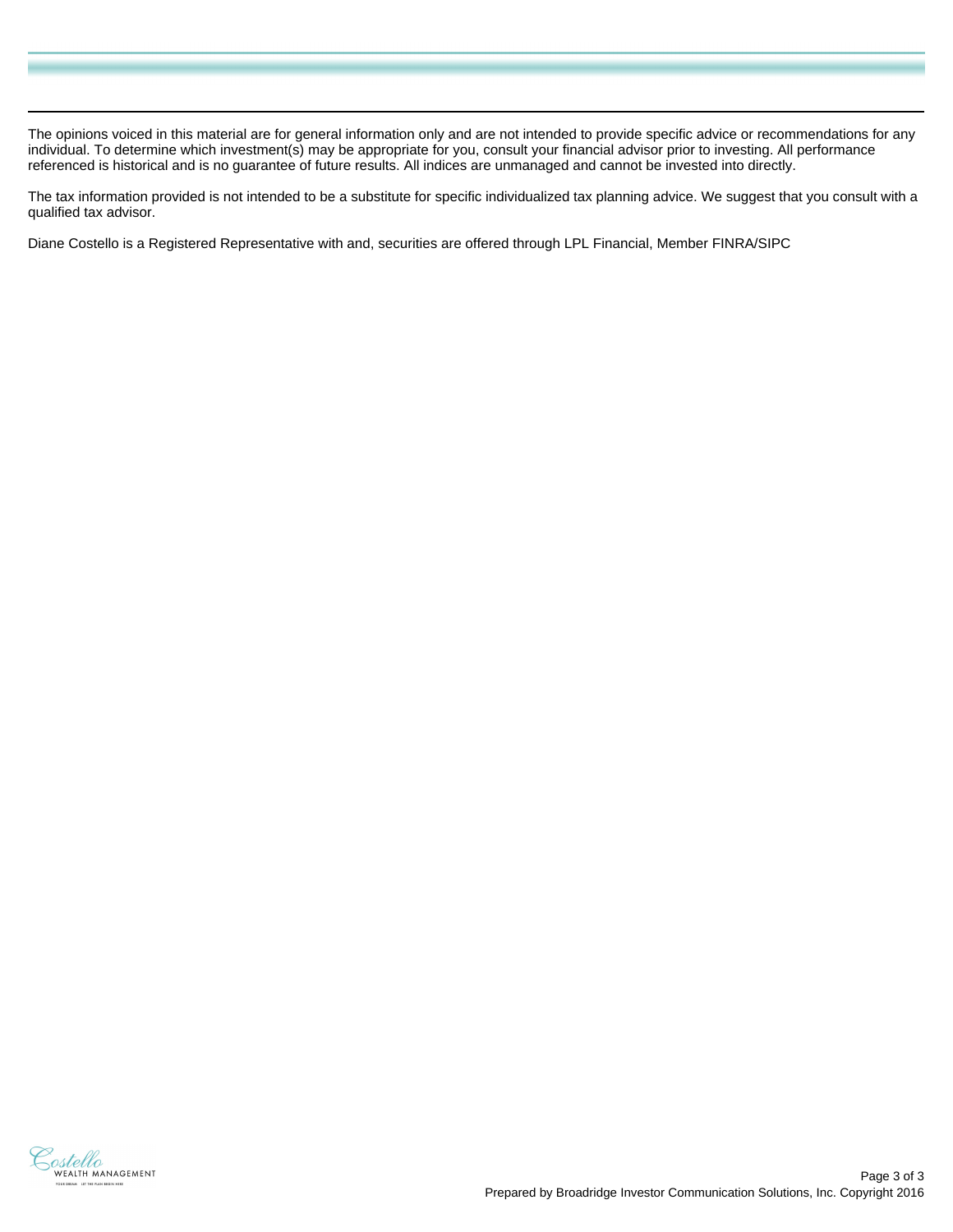The opinions voiced in this material are for general information only and are not intended to provide specific advice or recommendations for any individual. To determine which investment(s) may be appropriate for you, consult your financial advisor prior to investing. All performance referenced is historical and is no guarantee of future results. All indices are unmanaged and cannot be invested into directly.

The tax information provided is not intended to be a substitute for specific individualized tax planning advice. We suggest that you consult with a qualified tax advisor.

Diane Costello is a Registered Representative with and, securities are offered through LPL Financial, Member FINRA/SIPC

Prepared by Broadridge Investor Communication Solutions, Inc. Copyright 2016